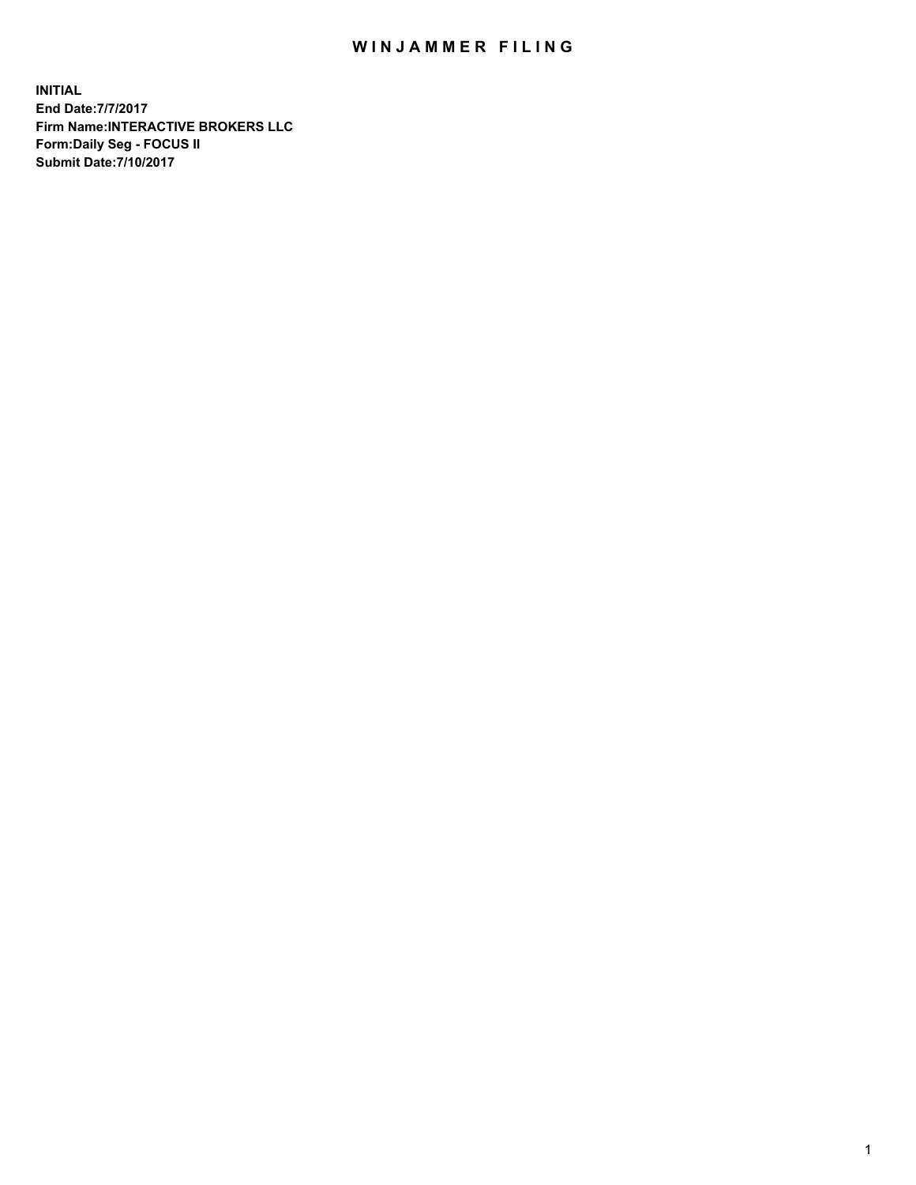# WINJAMMER FILING

**INITIAL**
**End Date:7/7/2017**
**Firm Name:INTERACTIVE BROKERS LLC**
**Form:Daily Seg - FOCUS II**
**Submit Date:7/10/2017**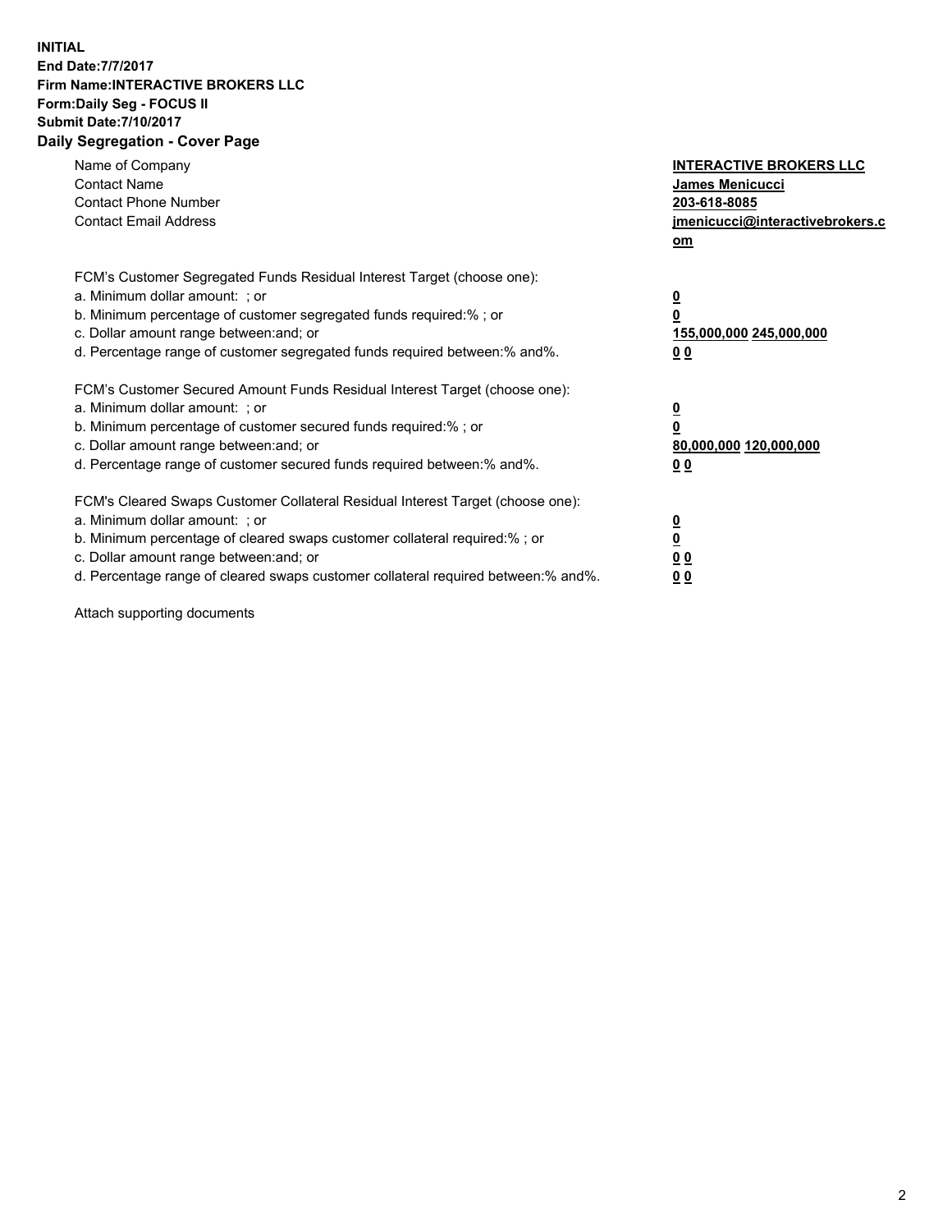**INITIAL**
**End Date:7/7/2017**
**Firm Name:INTERACTIVE BROKERS LLC**
**Form:Daily Seg - FOCUS II**
**Submit Date:7/10/2017**

## Daily Segregation - Cover Page

| | |
|---|---|
| Name of Company | **INTERACTIVE BROKERS LLC** |
| Contact Name | **James Menicucci** |
| Contact Phone Number | **203-618-8085** |
| Contact Email Address | **jmenicucci@interactivebrokers.com** |

FCM's Customer Segregated Funds Residual Interest Target (choose one):

| | |
|---|---|
| a. Minimum dollar amount: ; or | **0** |
| b. Minimum percentage of customer segregated funds required:% ; or | **0** |
| c. Dollar amount range between:and; or | **155,000,000 245,000,000** |
| d. Percentage range of customer segregated funds required between:% and%. | **0 0** |

FCM's Customer Secured Amount Funds Residual Interest Target (choose one):

| | |
|---|---|
| a. Minimum dollar amount: ; or | **0** |
| b. Minimum percentage of customer secured funds required:% ; or | **0** |
| c. Dollar amount range between:and; or | **80,000,000 120,000,000** |
| d. Percentage range of customer secured funds required between:% and%. | **0 0** |

FCM's Cleared Swaps Customer Collateral Residual Interest Target (choose one):

| | |
|---|---|
| a. Minimum dollar amount: ; or | **0** |
| b. Minimum percentage of cleared swaps customer collateral required:% ; or | **0** |
| c. Dollar amount range between:and; or | **0 0** |
| d. Percentage range of cleared swaps customer collateral required between:% and%. | **0 0** |

Attach supporting documents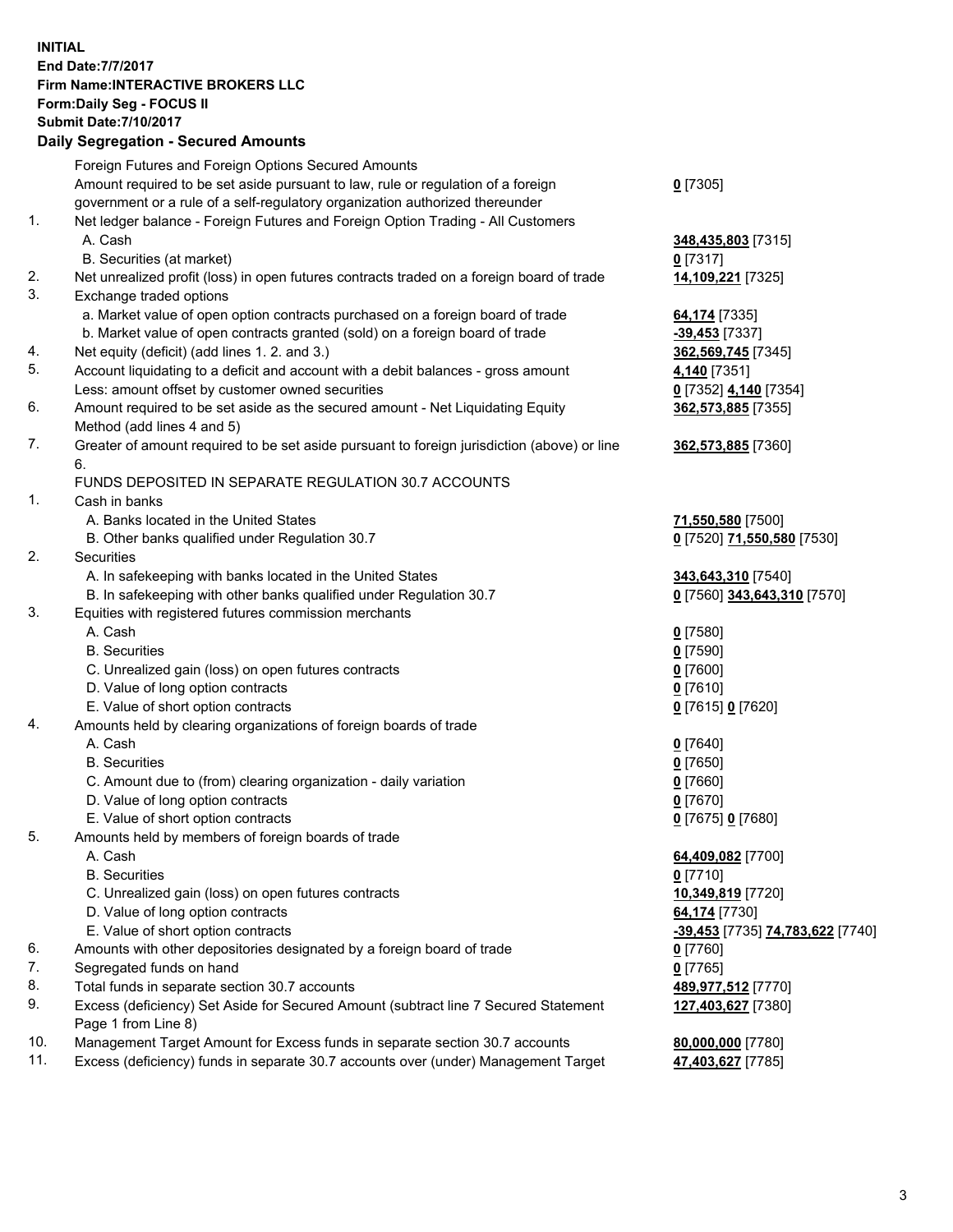**INITIAL**
**End Date:7/7/2017**
**Firm Name:INTERACTIVE BROKERS LLC**
**Form:Daily Seg - FOCUS II**
**Submit Date:7/10/2017**

## Daily Segregation - Secured Amounts

| | | |
|---|---|---|
| | Foreign Futures and Foreign Options Secured Amounts | |
| | Amount required to be set aside pursuant to law, rule or regulation of a foreign government or a rule of a self-regulatory organization authorized thereunder | **0** [7305] |
| 1. | Net ledger balance - Foreign Futures and Foreign Option Trading - All Customers | |
| | A. Cash | **348,435,803** [7315] |
| | B. Securities (at market) | **0** [7317] |
| 2. | Net unrealized profit (loss) in open futures contracts traded on a foreign board of trade | **14,109,221** [7325] |
| 3. | Exchange traded options | |
| | a. Market value of open option contracts purchased on a foreign board of trade | **64,174** [7335] |
| | b. Market value of open contracts granted (sold) on a foreign board of trade | **-39,453** [7337] |
| 4. | Net equity (deficit) (add lines 1. 2. and 3.) | **362,569,745** [7345] |
| 5. | Account liquidating to a deficit and account with a debit balances - gross amount | **4,140** [7351] |
| | Less: amount offset by customer owned securities | **0** [7352] **4,140** [7354] |
| 6. | Amount required to be set aside as the secured amount - Net Liquidating Equity Method (add lines 4 and 5) | **362,573,885** [7355] |
| 7. | Greater of amount required to be set aside pursuant to foreign jurisdiction (above) or line 6. | **362,573,885** [7360] |
| | FUNDS DEPOSITED IN SEPARATE REGULATION 30.7 ACCOUNTS | |
| 1. | Cash in banks | |
| | A. Banks located in the United States | **71,550,580** [7500] |
| | B. Other banks qualified under Regulation 30.7 | **0** [7520] **71,550,580** [7530] |
| 2. | Securities | |
| | A. In safekeeping with banks located in the United States | **343,643,310** [7540] |
| | B. In safekeeping with other banks qualified under Regulation 30.7 | **0** [7560] **343,643,310** [7570] |
| 3. | Equities with registered futures commission merchants | |
| | A. Cash | **0** [7580] |
| | B. Securities | **0** [7590] |
| | C. Unrealized gain (loss) on open futures contracts | **0** [7600] |
| | D. Value of long option contracts | **0** [7610] |
| | E. Value of short option contracts | **0** [7615] **0** [7620] |
| 4. | Amounts held by clearing organizations of foreign boards of trade | |
| | A. Cash | **0** [7640] |
| | B. Securities | **0** [7650] |
| | C. Amount due to (from) clearing organization - daily variation | **0** [7660] |
| | D. Value of long option contracts | **0** [7670] |
| | E. Value of short option contracts | **0** [7675] **0** [7680] |
| 5. | Amounts held by members of foreign boards of trade | |
| | A. Cash | **64,409,082** [7700] |
| | B. Securities | **0** [7710] |
| | C. Unrealized gain (loss) on open futures contracts | **10,349,819** [7720] |
| | D. Value of long option contracts | **64,174** [7730] |
| | E. Value of short option contracts | **-39,453** [7735] **74,783,622** [7740] |
| 6. | Amounts with other depositories designated by a foreign board of trade | **0** [7760] |
| 7. | Segregated funds on hand | **0** [7765] |
| 8. | Total funds in separate section 30.7 accounts | **489,977,512** [7770] |
| 9. | Excess (deficiency) Set Aside for Secured Amount (subtract line 7 Secured Statement Page 1 from Line 8) | **127,403,627** [7380] |
| 10. | Management Target Amount for Excess funds in separate section 30.7 accounts | **80,000,000** [7780] |
| 11. | Excess (deficiency) funds in separate 30.7 accounts over (under) Management Target | **47,403,627** [7785] |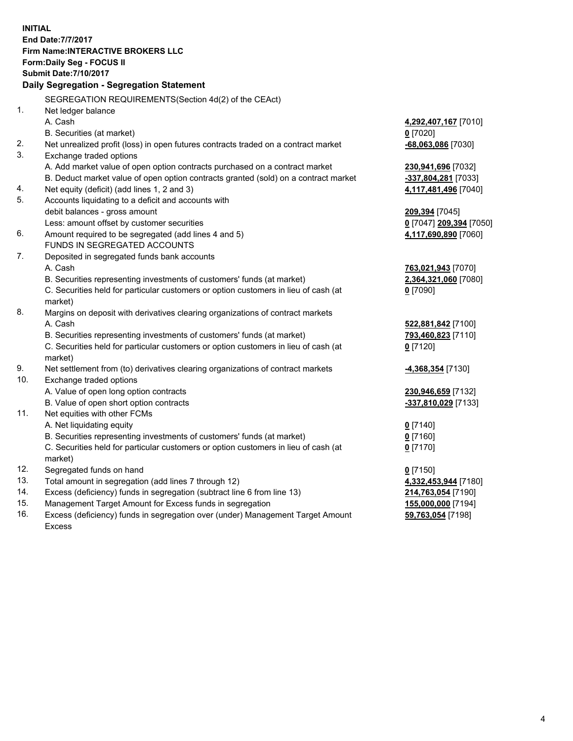**INITIAL**
**End Date:7/7/2017**
**Firm Name:INTERACTIVE BROKERS LLC**
**Form:Daily Seg - FOCUS II**
**Submit Date:7/10/2017**

## Daily Segregation - Segregation Statement

SEGREGATION REQUIREMENTS(Section 4d(2) of the CEAct)

| | | |
|---|---|---|
| 1. | Net ledger balance | |
| | A. Cash | **4,292,407,167** [7010] |
| | B. Securities (at market) | **0** [7020] |
| 2. | Net unrealized profit (loss) in open futures contracts traded on a contract market | **-68,063,086** [7030] |
| 3. | Exchange traded options | |
| | A. Add market value of open option contracts purchased on a contract market | **230,941,696** [7032] |
| | B. Deduct market value of open option contracts granted (sold) on a contract market | **-337,804,281** [7033] |
| 4. | Net equity (deficit) (add lines 1, 2 and 3) | **4,117,481,496** [7040] |
| 5. | Accounts liquidating to a deficit and accounts with | |
| | debit balances - gross amount | **209,394** [7045] |
| | Less: amount offset by customer securities | **0** [7047] **209,394** [7050] |
| 6. | Amount required to be segregated (add lines 4 and 5) | **4,117,690,890** [7060] |
| | FUNDS IN SEGREGATED ACCOUNTS | |
| 7. | Deposited in segregated funds bank accounts | |
| | A. Cash | **763,021,943** [7070] |
| | B. Securities representing investments of customers' funds (at market) | **2,364,321,060** [7080] |
| | C. Securities held for particular customers or option customers in lieu of cash (at market) | **0** [7090] |
| 8. | Margins on deposit with derivatives clearing organizations of contract markets | |
| | A. Cash | **522,881,842** [7100] |
| | B. Securities representing investments of customers' funds (at market) | **793,460,823** [7110] |
| | C. Securities held for particular customers or option customers in lieu of cash (at market) | **0** [7120] |
| 9. | Net settlement from (to) derivatives clearing organizations of contract markets | **-4,368,354** [7130] |
| 10. | Exchange traded options | |
| | A. Value of open long option contracts | **230,946,659** [7132] |
| | B. Value of open short option contracts | **-337,810,029** [7133] |
| 11. | Net equities with other FCMs | |
| | A. Net liquidating equity | **0** [7140] |
| | B. Securities representing investments of customers' funds (at market) | **0** [7160] |
| | C. Securities held for particular customers or option customers in lieu of cash (at market) | **0** [7170] |
| 12. | Segregated funds on hand | **0** [7150] |
| 13. | Total amount in segregation (add lines 7 through 12) | **4,332,453,944** [7180] |
| 14. | Excess (deficiency) funds in segregation (subtract line 6 from line 13) | **214,763,054** [7190] |
| 15. | Management Target Amount for Excess funds in segregation | **155,000,000** [7194] |
| 16. | Excess (deficiency) funds in segregation over (under) Management Target Amount Excess | **59,763,054** [7198] |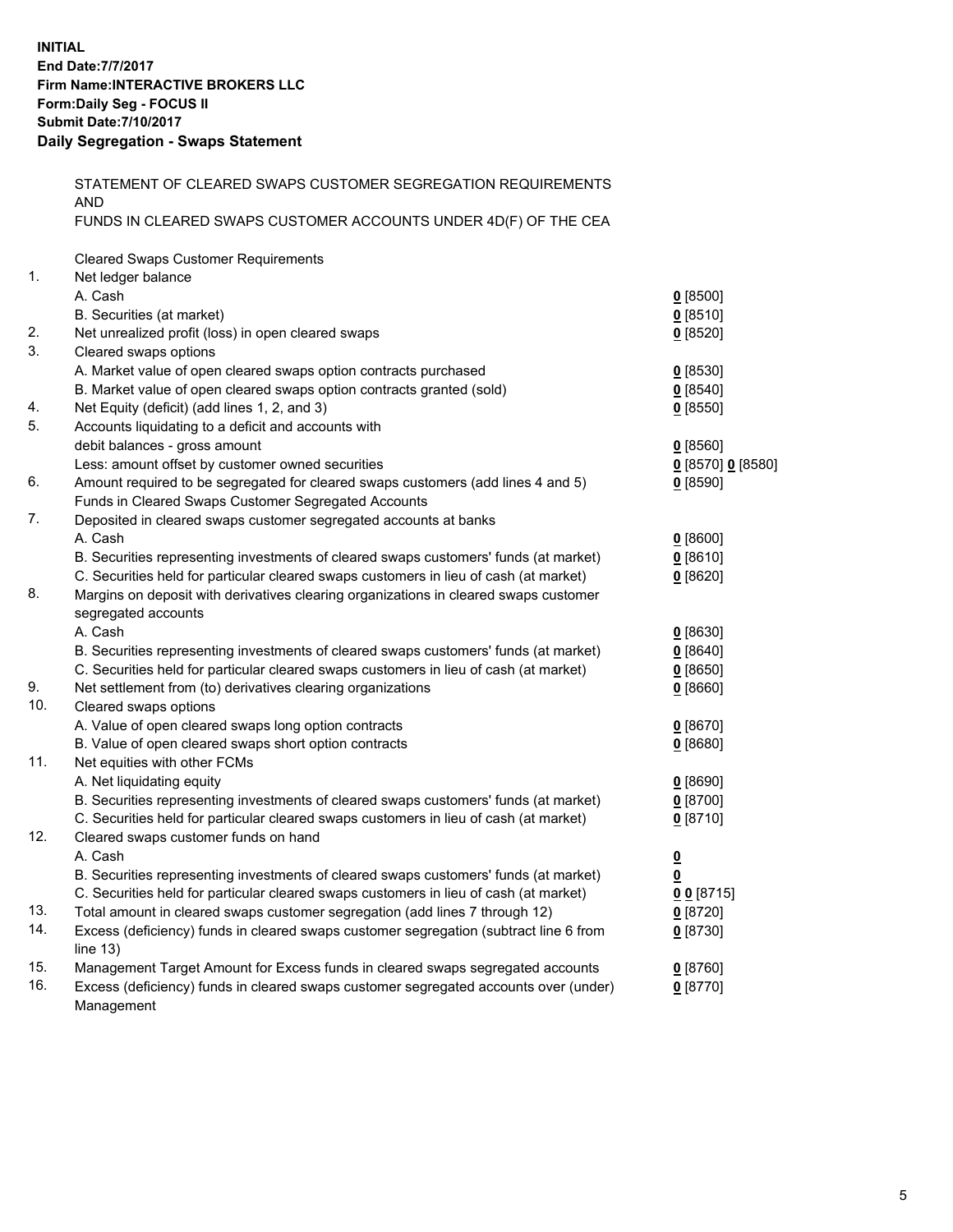**INITIAL**
**End Date:7/7/2017**
**Firm Name:INTERACTIVE BROKERS LLC**
**Form:Daily Seg - FOCUS II**
**Submit Date:7/10/2017**
**Daily Segregation - Swaps Statement**

STATEMENT OF CLEARED SWAPS CUSTOMER SEGREGATION REQUIREMENTS AND FUNDS IN CLEARED SWAPS CUSTOMER ACCOUNTS UNDER 4D(F) OF THE CEA

| | | |
|---|---|---|
| | Cleared Swaps Customer Requirements | |
| 1. | Net ledger balance | |
| | A. Cash | 0 [8500] |
| | B. Securities (at market) | 0 [8510] |
| 2. | Net unrealized profit (loss) in open cleared swaps | 0 [8520] |
| 3. | Cleared swaps options | |
| | A. Market value of open cleared swaps option contracts purchased | 0 [8530] |
| | B. Market value of open cleared swaps option contracts granted (sold) | 0 [8540] |
| 4. | Net Equity (deficit) (add lines 1, 2, and 3) | 0 [8550] |
| 5. | Accounts liquidating to a deficit and accounts with | |
| | debit balances - gross amount | 0 [8560] |
| | Less: amount offset by customer owned securities | 0 [8570] 0 [8580] |
| 6. | Amount required to be segregated for cleared swaps customers (add lines 4 and 5) | 0 [8590] |
| | Funds in Cleared Swaps Customer Segregated Accounts | |
| 7. | Deposited in cleared swaps customer segregated accounts at banks | |
| | A. Cash | 0 [8600] |
| | B. Securities representing investments of cleared swaps customers' funds (at market) | 0 [8610] |
| | C. Securities held for particular cleared swaps customers in lieu of cash (at market) | 0 [8620] |
| 8. | Margins on deposit with derivatives clearing organizations in cleared swaps customer segregated accounts | |
| | A. Cash | 0 [8630] |
| | B. Securities representing investments of cleared swaps customers' funds (at market) | 0 [8640] |
| | C. Securities held for particular cleared swaps customers in lieu of cash (at market) | 0 [8650] |
| 9. | Net settlement from (to) derivatives clearing organizations | 0 [8660] |
| 10. | Cleared swaps options | |
| | A. Value of open cleared swaps long option contracts | 0 [8670] |
| | B. Value of open cleared swaps short option contracts | 0 [8680] |
| 11. | Net equities with other FCMs | |
| | A. Net liquidating equity | 0 [8690] |
| | B. Securities representing investments of cleared swaps customers' funds (at market) | 0 [8700] |
| | C. Securities held for particular cleared swaps customers in lieu of cash (at market) | 0 [8710] |
| 12. | Cleared swaps customer funds on hand | |
| | A. Cash | 0 |
| | B. Securities representing investments of cleared swaps customers' funds (at market) | 0 |
| | C. Securities held for particular cleared swaps customers in lieu of cash (at market) | 0 0 [8715] |
| 13. | Total amount in cleared swaps customer segregation (add lines 7 through 12) | 0 [8720] |
| 14. | Excess (deficiency) funds in cleared swaps customer segregation (subtract line 6 from line 13) | 0 [8730] |
| 15. | Management Target Amount for Excess funds in cleared swaps segregated accounts | 0 [8760] |
| 16. | Excess (deficiency) funds in cleared swaps customer segregated accounts over (under) Management | 0 [8770] |